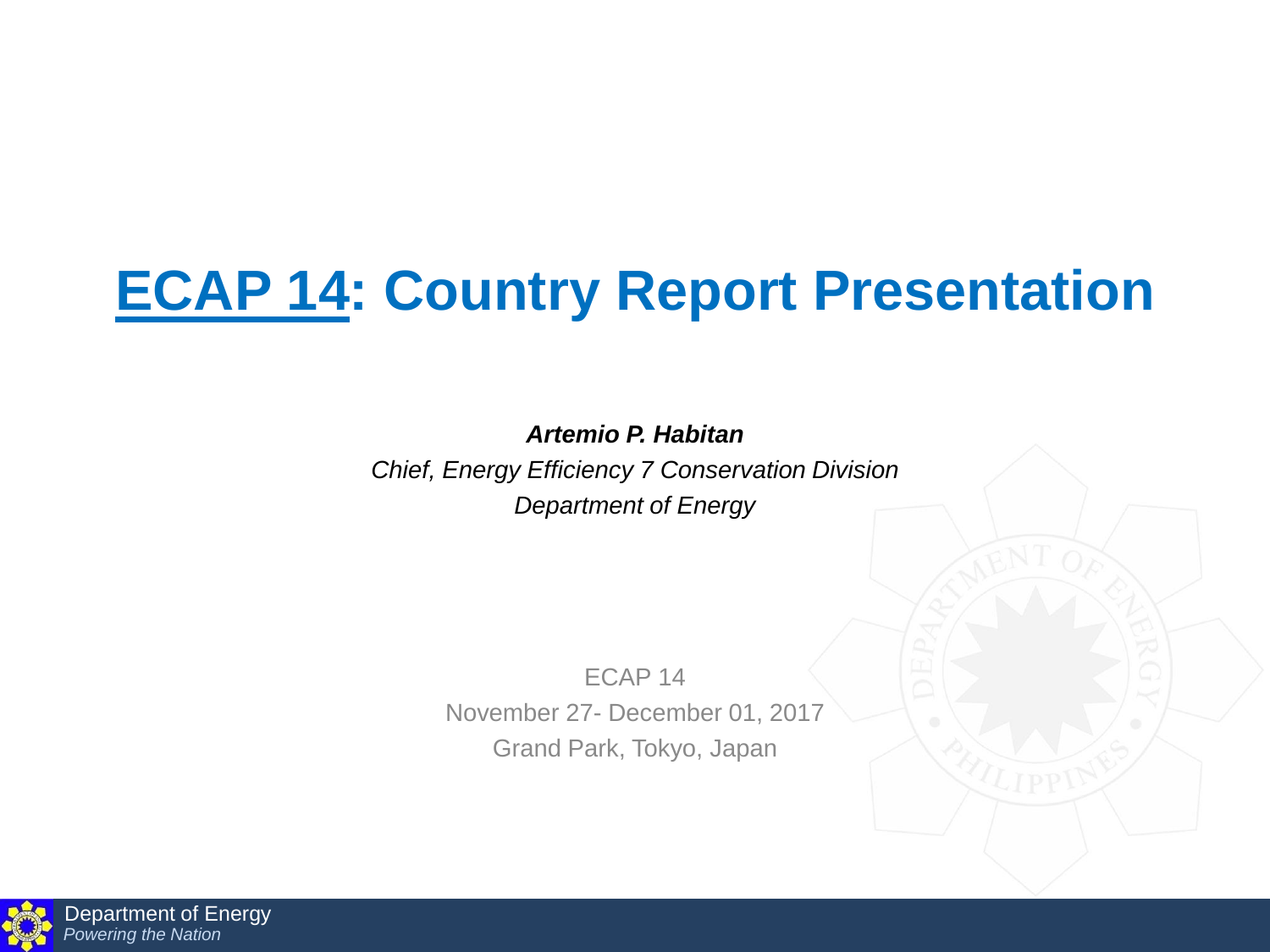# ECAP 14: Country Report Presentation

***Artemio P. Habitan***

*Chief, Energy Efficiency 7 Conservation Division*

*Department of Energy*

ECAP 14

November 27- December 01, 2017

Grand Park, Tokyo, Japan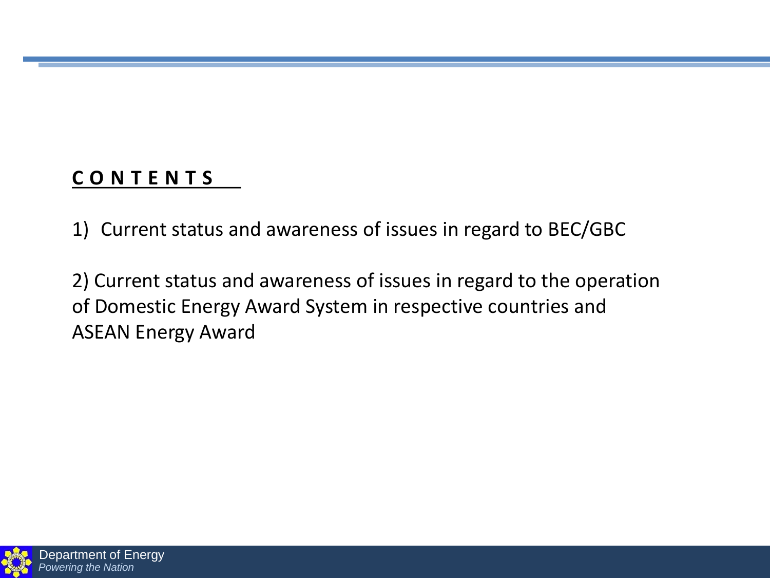## C O N T E N T S

1) Current status and awareness of issues in regard to BEC/GBC

2) Current status and awareness of issues in regard to the operation of Domestic Energy Award System in respective countries and ASEAN Energy Award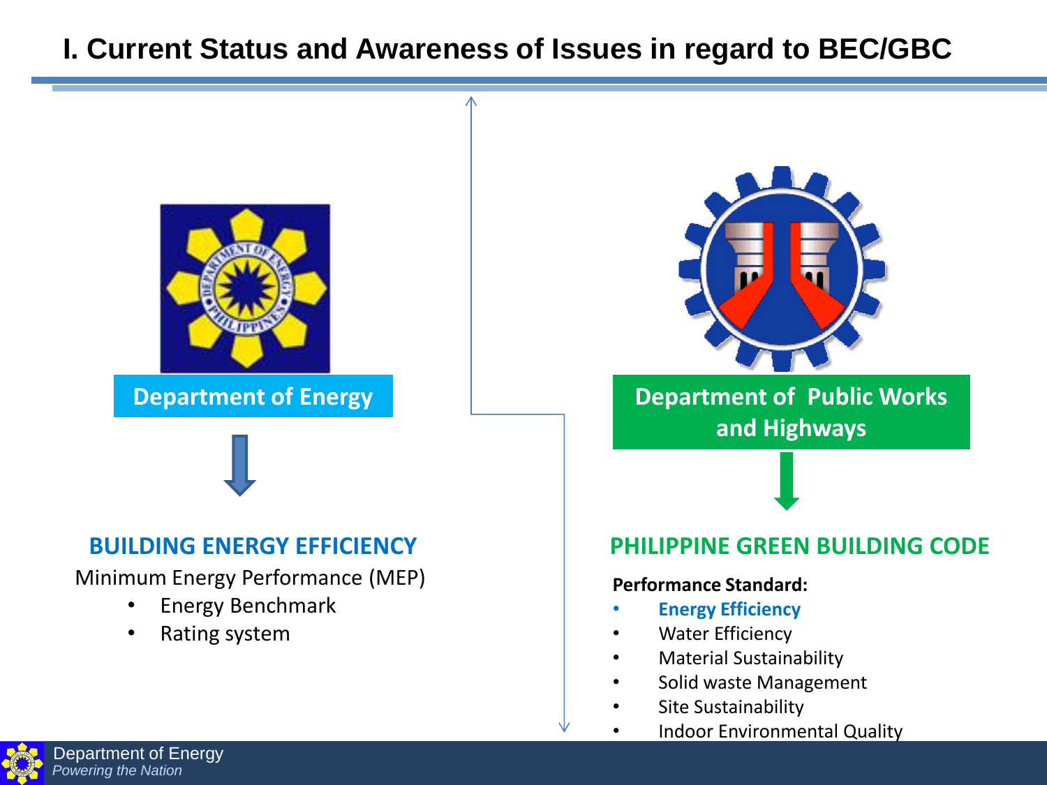# I. Current Status and Awareness of Issues in regard to BEC/GBC

**Department of Energy**

### BUILDING ENERGY EFFICIENCY

Minimum Energy Performance (MEP)

- Energy Benchmark
- Rating system

**Department of Public Works and Highways**

### PHILIPPINE GREEN BUILDING CODE

**Performance Standard:**

- **Energy Efficiency**
- Water Efficiency
- Material Sustainability
- Solid waste Management
- Site Sustainability
- Indoor Environmental Quality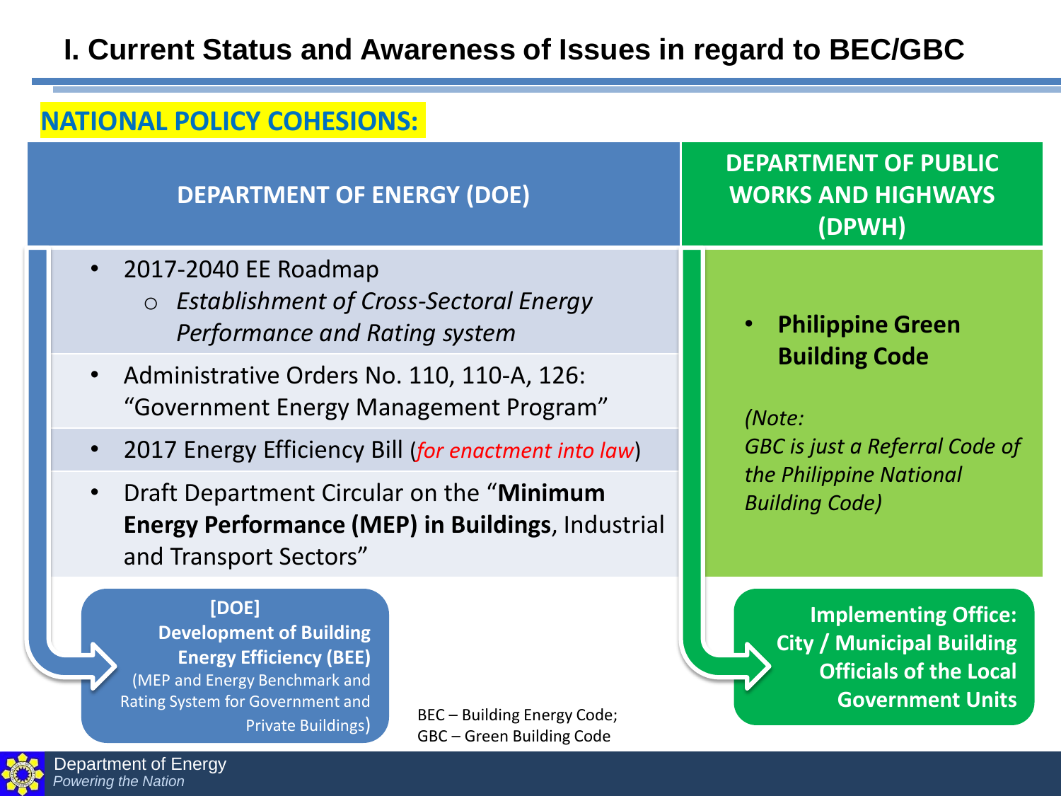# I. Current Status and Awareness of Issues in regard to BEC/GBC

## NATIONAL POLICY COHESIONS:

### DEPARTMENT OF ENERGY (DOE)

- 2017-2040 EE Roadmap
  - *Establishment of Cross-Sectoral Energy Performance and Rating system*
- Administrative Orders No. 110, 110-A, 126: "Government Energy Management Program"
- 2017 Energy Efficiency Bill (*for enactment into law*)
- Draft Department Circular on the "**Minimum Energy Performance (MEP) in Buildings**, Industrial and Transport Sectors"

**[DOE]**
**Development of Building Energy Efficiency (BEE)**
(MEP and Energy Benchmark and Rating System for Government and Private Buildings)

### DEPARTMENT OF PUBLIC WORKS AND HIGHWAYS (DPWH)

- **Philippine Green Building Code**

*(Note:*
*GBC is just a Referral Code of the Philippine National Building Code)*

**Implementing Office: City / Municipal Building Officials of the Local Government Units**

BEC – Building Energy Code;
GBC – Green Building Code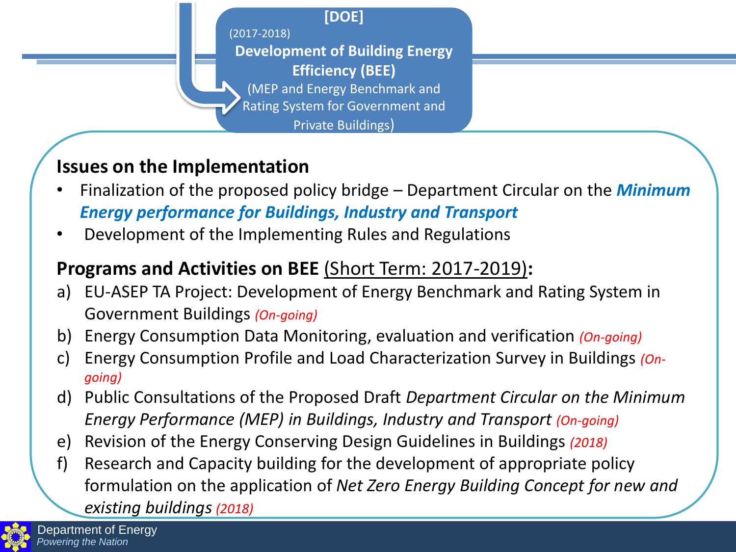**[DOE]**

(2017-2018)

**Development of Building Energy Efficiency (BEE)**

(MEP and Energy Benchmark and Rating System for Government and Private Buildings)

## Issues on the Implementation

- Finalization of the proposed policy bridge – Department Circular on the ***Minimum Energy performance for Buildings, Industry and Transport***
- Development of the Implementing Rules and Regulations

## Programs and Activities on BEE (Short Term: 2017-2019):

a) EU-ASEP TA Project: Development of Energy Benchmark and Rating System in Government Buildings *(On-going)*

b) Energy Consumption Data Monitoring, evaluation and verification *(On-going)*

c) Energy Consumption Profile and Load Characterization Survey in Buildings *(On-going)*

d) Public Consultations of the Proposed Draft *Department Circular on the Minimum Energy Performance (MEP) in Buildings, Industry and Transport* *(On-going)*

e) Revision of the Energy Conserving Design Guidelines in Buildings *(2018)*

f) Research and Capacity building for the development of appropriate policy formulation on the application of *Net Zero Energy Building Concept for new and existing buildings* *(2018)*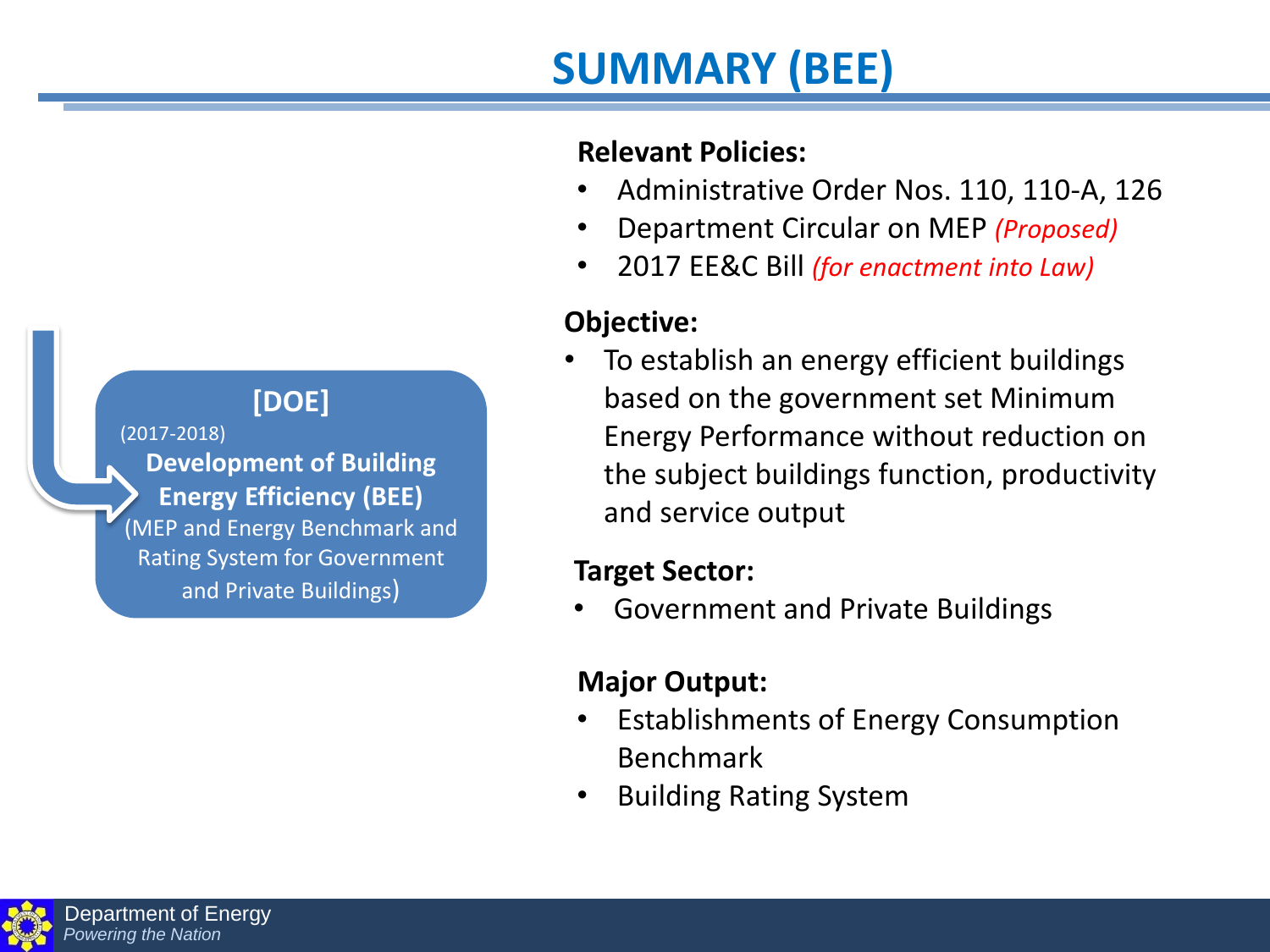# SUMMARY (BEE)

**[DOE]**

(2017-2018)

**Development of Building Energy Efficiency (BEE)**

(MEP and Energy Benchmark and Rating System for Government and Private Buildings)

**Relevant Policies:**

- Administrative Order Nos. 110, 110-A, 126
- Department Circular on MEP *(Proposed)*
- 2017 EE&C Bill *(for enactment into Law)*

**Objective:**

- To establish an energy efficient buildings based on the government set Minimum Energy Performance without reduction on the subject buildings function, productivity and service output

**Target Sector:**

- Government and Private Buildings

**Major Output:**

- Establishments of Energy Consumption Benchmark
- Building Rating System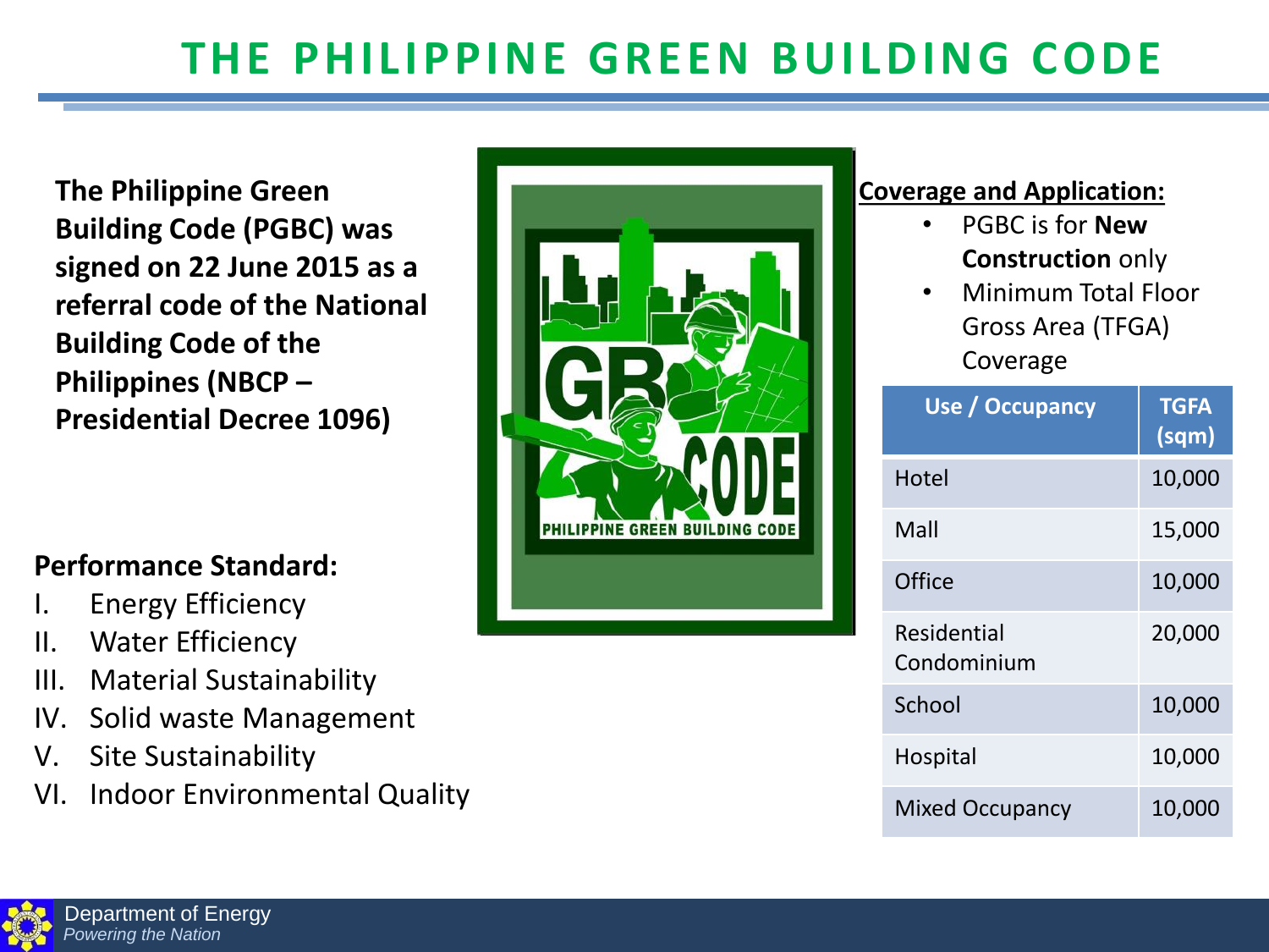# THE PHILIPPINE GREEN BUILDING CODE

**The Philippine Green Building Code (PGBC) was signed on 22 June 2015 as a referral code of the National Building Code of the Philippines (NBCP – Presidential Decree 1096)**

**Performance Standard:**

I. Energy Efficiency
II. Water Efficiency
III. Material Sustainability
IV. Solid waste Management
V. Site Sustainability
VI. Indoor Environmental Quality

**Coverage and Application:**

- PGBC is for **New Construction** only
- Minimum Total Floor Gross Area (TFGA) Coverage

| Use / Occupancy | TGFA (sqm) |
|---|---|
| Hotel | 10,000 |
| Mall | 15,000 |
| Office | 10,000 |
| Residential Condominium | 20,000 |
| School | 10,000 |
| Hospital | 10,000 |
| Mixed Occupancy | 10,000 |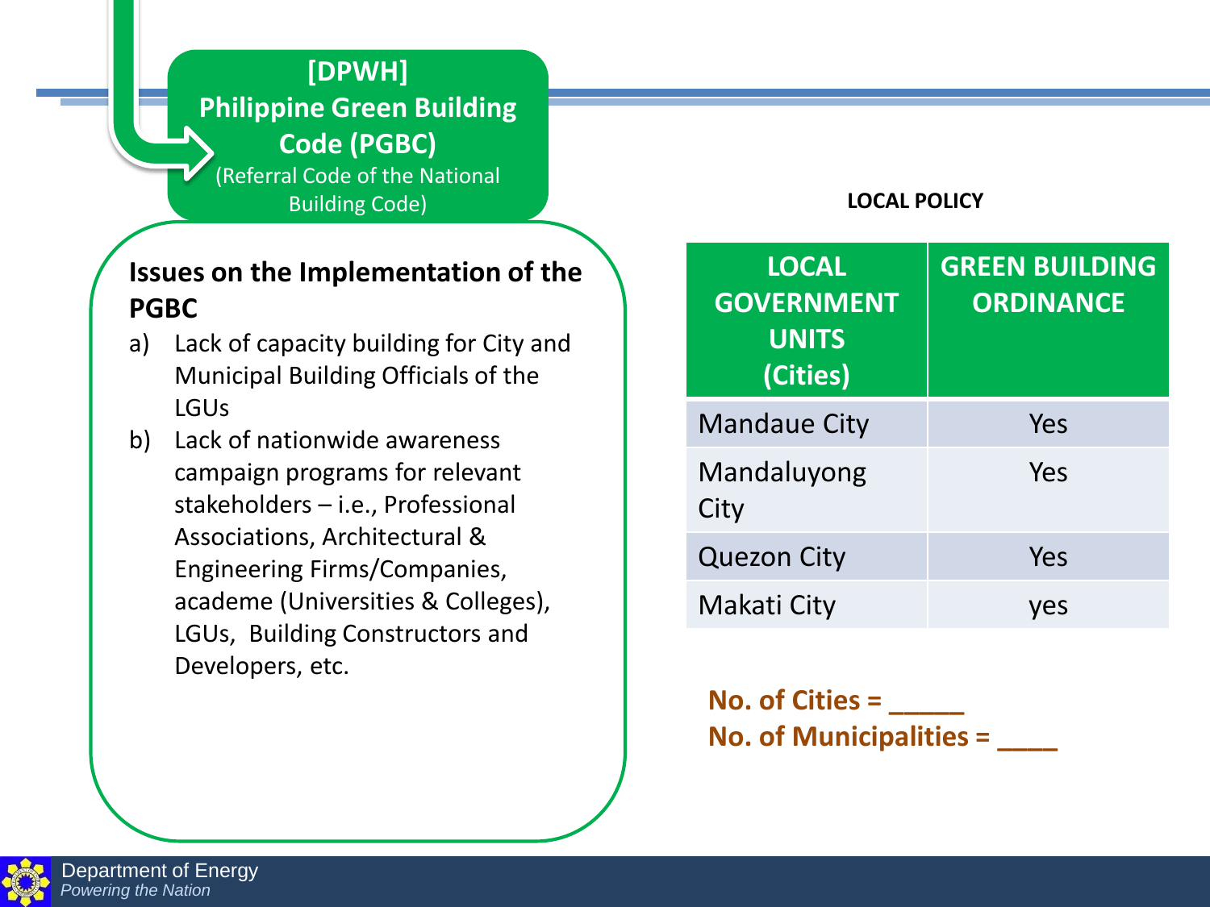## [DPWH] Philippine Green Building Code (PGBC)

(Referral Code of the National Building Code)

### Issues on the Implementation of the PGBC

a) Lack of capacity building for City and Municipal Building Officials of the LGUs

b) Lack of nationwide awareness campaign programs for relevant stakeholders – i.e., Professional Associations, Architectural & Engineering Firms/Companies, academe (Universities & Colleges), LGUs, Building Constructors and Developers, etc.

**LOCAL POLICY**

| LOCAL GOVERNMENT UNITS (Cities) | GREEN BUILDING ORDINANCE |
|---|---|
| Mandaue City | Yes |
| Mandaluyong City | Yes |
| Quezon City | Yes |
| Makati City | yes |

**No. of Cities = _____**

**No. of Municipalities = ____**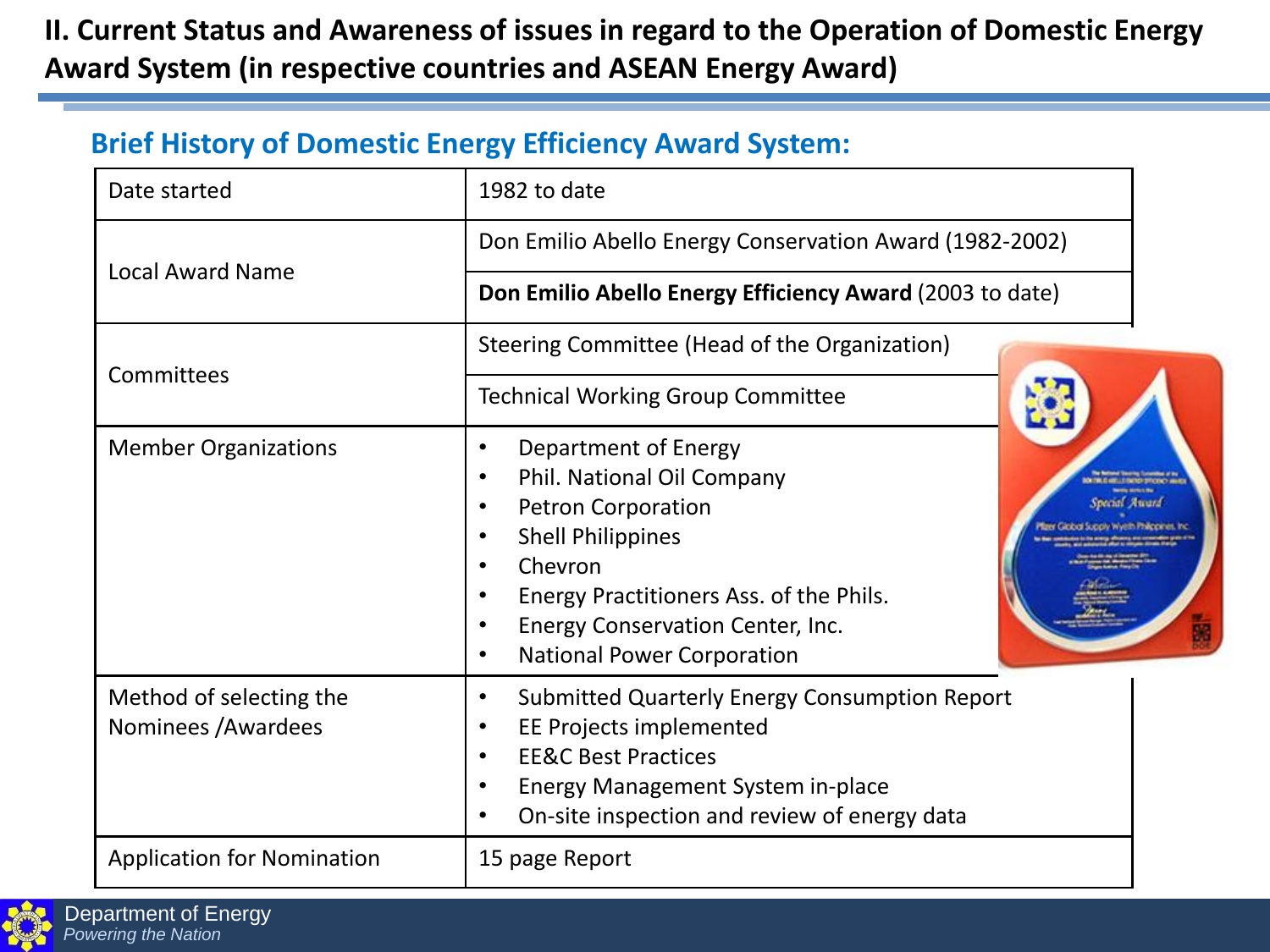## II. Current Status and Awareness of issues in regard to the Operation of Domestic Energy Award System (in respective countries and ASEAN Energy Award)

### Brief History of Domestic Energy Efficiency Award System:

| | |
|---|---|
| Date started | 1982 to date |
| Local Award Name | Don Emilio Abello Energy Conservation Award (1982-2002) |
| | **Don Emilio Abello Energy Efficiency Award** (2003 to date) |
| Committees | Steering Committee (Head of the Organization) |
| | Technical Working Group Committee |
| Member Organizations | • Department of Energy<br>• Phil. National Oil Company<br>• Petron Corporation<br>• Shell Philippines<br>• Chevron<br>• Energy Practitioners Ass. of the Phils.<br>• Energy Conservation Center, Inc.<br>• National Power Corporation |
| Method of selecting the Nominees /Awardees | • Submitted Quarterly Energy Consumption Report<br>• EE Projects implemented<br>• EE&C Best Practices<br>• Energy Management System in-place<br>• On-site inspection and review of energy data |
| Application for Nomination | 15 page Report |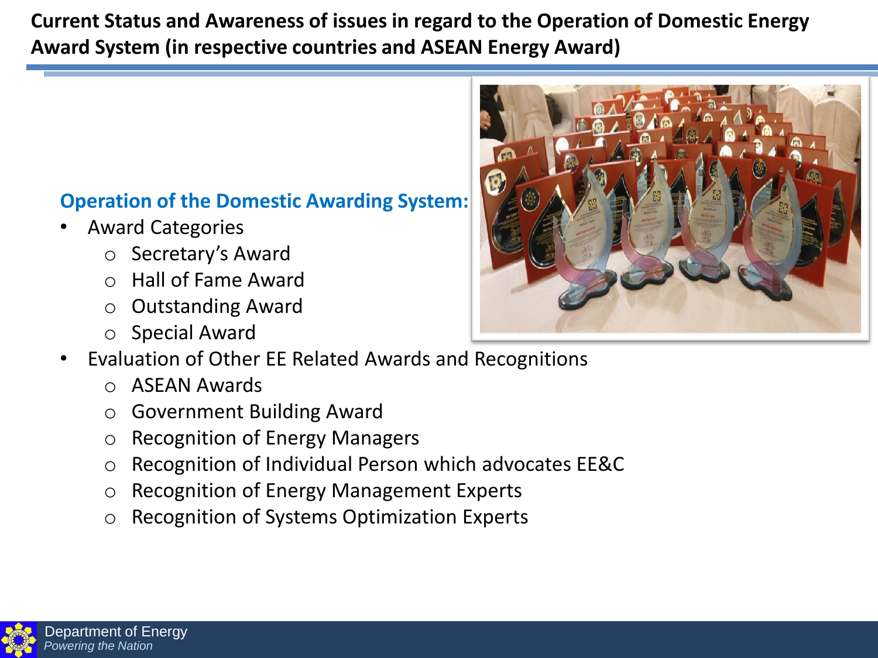# Current Status and Awareness of issues in regard to the Operation of Domestic Energy Award System (in respective countries and ASEAN Energy Award)

## Operation of the Domestic Awarding System:

- Award Categories
  - Secretary's Award
  - Hall of Fame Award
  - Outstanding Award
  - Special Award
- Evaluation of Other EE Related Awards and Recognitions
  - ASEAN Awards
  - Government Building Award
  - Recognition of Energy Managers
  - Recognition of Individual Person which advocates EE&C
  - Recognition of Energy Management Experts
  - Recognition of Systems Optimization Experts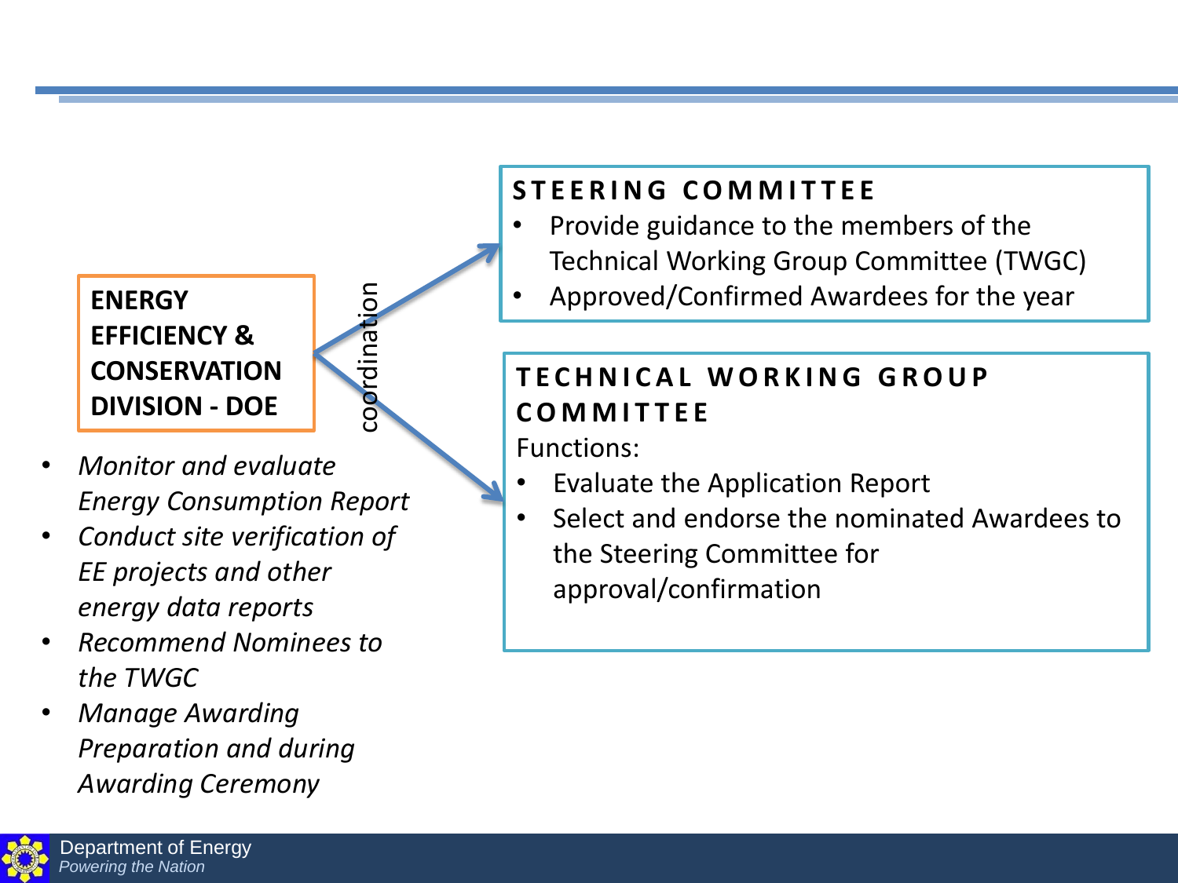**ENERGY EFFICIENCY & CONSERVATION DIVISION - DOE**

- *Monitor and evaluate Energy Consumption Report*
- *Conduct site verification of EE projects and other energy data reports*
- *Recommend Nominees to the TWGC*
- *Manage Awarding Preparation and during Awarding Ceremony*

coordination

**STEERING COMMITTEE**

- Provide guidance to the members of the Technical Working Group Committee (TWGC)
- Approved/Confirmed Awardees for the year

**TECHNICAL WORKING GROUP COMMITTEE**

Functions:

- Evaluate the Application Report
- Select and endorse the nominated Awardees to the Steering Committee for approval/confirmation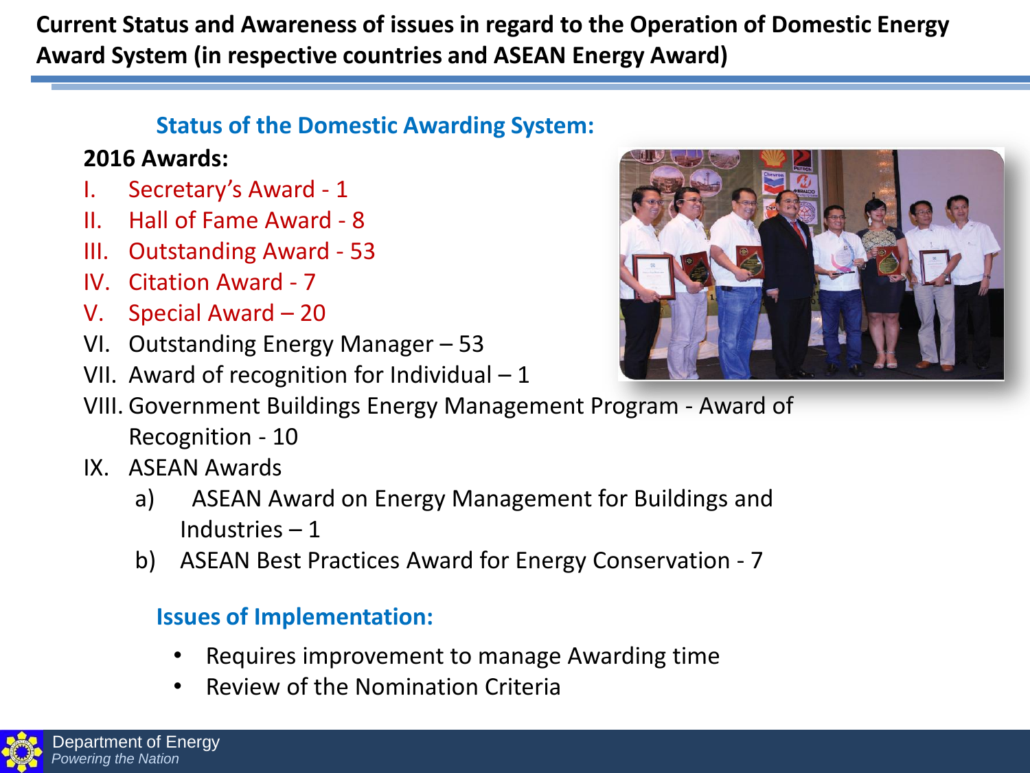# Current Status and Awareness of issues in regard to the Operation of Domestic Energy Award System (in respective countries and ASEAN Energy Award)

## Status of the Domestic Awarding System:

**2016 Awards:**

I. Secretary's Award - 1
II. Hall of Fame Award - 8
III. Outstanding Award - 53
IV. Citation Award - 7
V. Special Award – 20
VI. Outstanding Energy Manager – 53
VII. Award of recognition for Individual – 1
VIII. Government Buildings Energy Management Program - Award of Recognition - 10
IX. ASEAN Awards
   a) ASEAN Award on Energy Management for Buildings and Industries – 1
   b) ASEAN Best Practices Award for Energy Conservation - 7

## Issues of Implementation:

- Requires improvement to manage Awarding time
- Review of the Nomination Criteria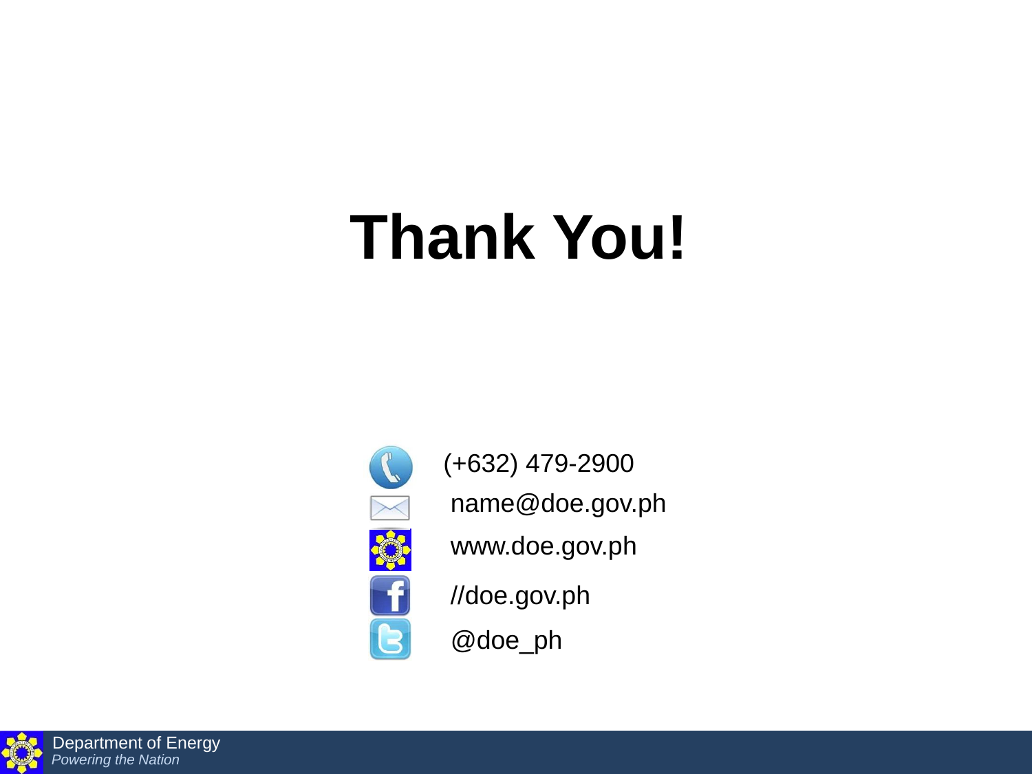# Thank You!

(+632) 479-2900

name@doe.gov.ph

www.doe.gov.ph

//doe.gov.ph

@doe_ph